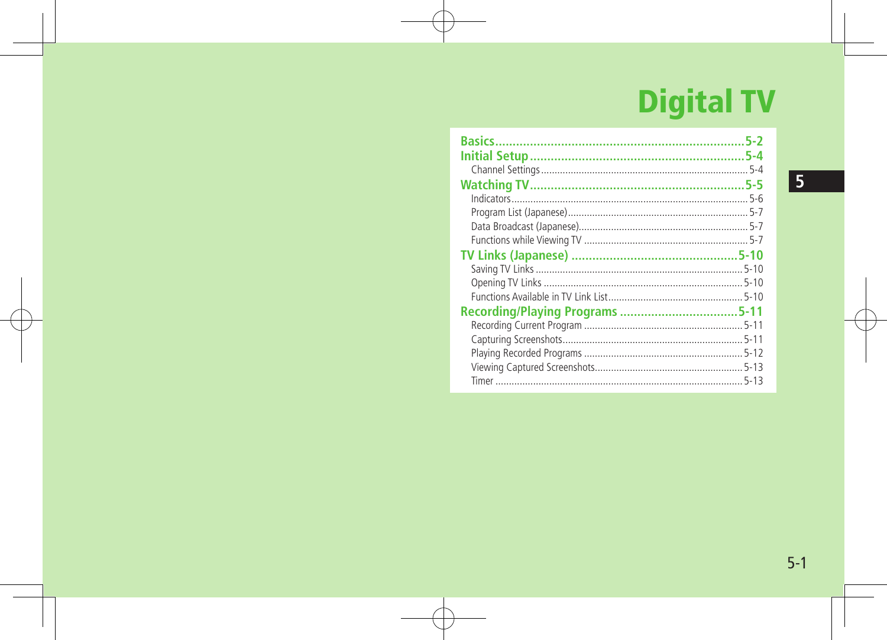# Digital TV

- **Basics** ........ 5-2
- **Initial Setup** ........ 5-4
  - Channel Settings ........ 5-4
- **Watching TV** ........ 5-5
  - Indicators ........ 5-6
  - Program List (Japanese) ........ 5-7
  - Data Broadcast (Japanese) ........ 5-7
  - Functions while Viewing TV ........ 5-7
- **TV Links (Japanese)** ........ 5-10
  - Saving TV Links ........ 5-10
  - Opening TV Links ........ 5-10
  - Functions Available in TV Link List ........ 5-10
- **Recording/Playing Programs** ........ 5-11
  - Recording Current Program ........ 5-11
  - Capturing Screenshots ........ 5-11
  - Playing Recorded Programs ........ 5-12
  - Viewing Captured Screenshots ........ 5-13
  - Timer ........ 5-13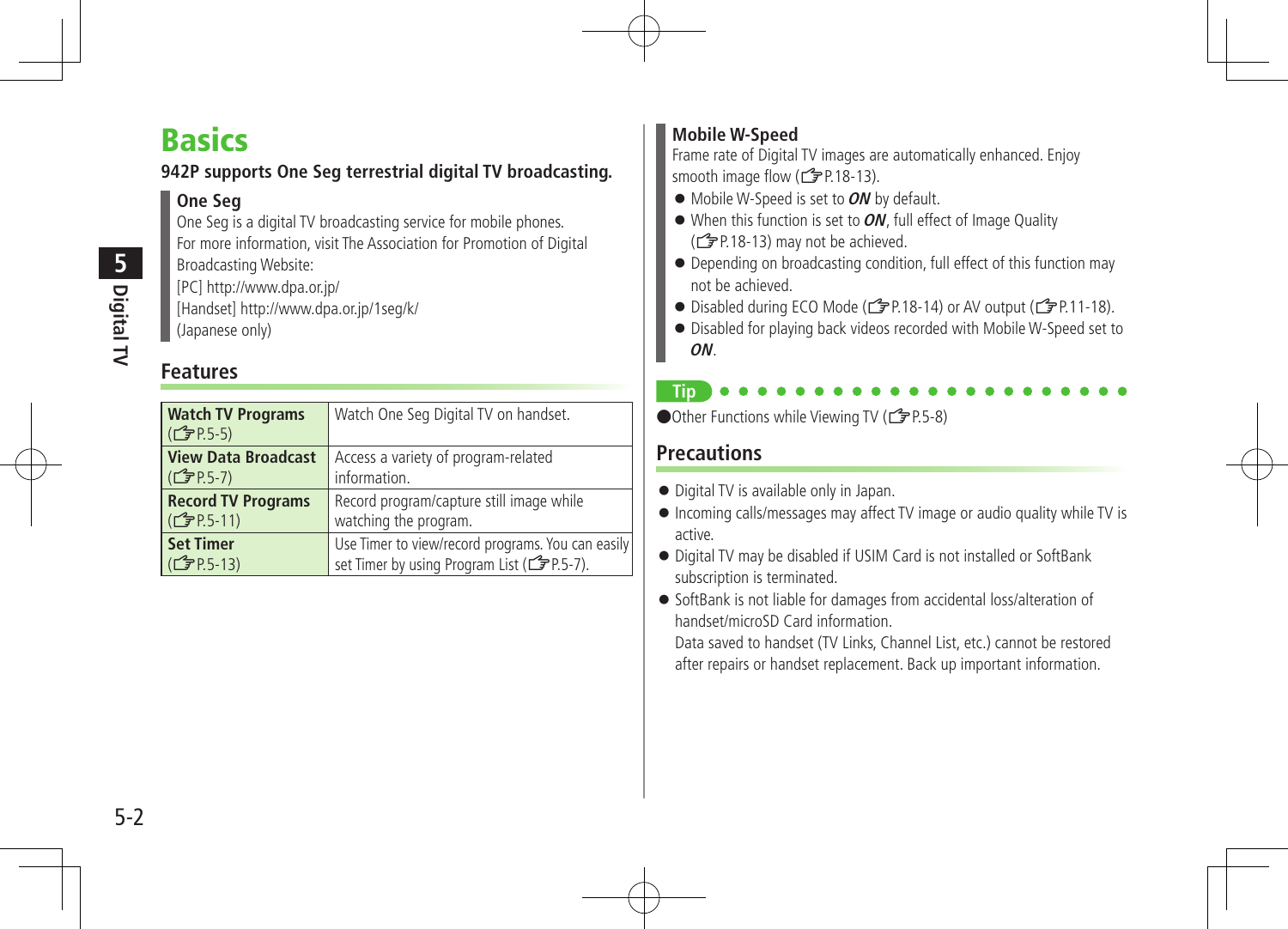# Basics

**942P supports One Seg terrestrial digital TV broadcasting.**

**One Seg**

One Seg is a digital TV broadcasting service for mobile phones.
For more information, visit The Association for Promotion of Digital Broadcasting Website:
[PC] http://www.dpa.or.jp/
[Handset] http://www.dpa.or.jp/1seg/k/
(Japanese only)

## Features

| | |
|---|---|
| **Watch TV Programs** (☞P.5-5) | Watch One Seg Digital TV on handset. |
| **View Data Broadcast** (☞P.5-7) | Access a variety of program-related information. |
| **Record TV Programs** (☞P.5-11) | Record program/capture still image while watching the program. |
| **Set Timer** (☞P.5-13) | Use Timer to view/record programs. You can easily set Timer by using Program List (☞P.5-7). |

**Mobile W-Speed**

Frame rate of Digital TV images are automatically enhanced. Enjoy smooth image flow (☞P.18-13).

- Mobile W-Speed is set to ***ON*** by default.
- When this function is set to ***ON***, full effect of Image Quality (☞P.18-13) may not be achieved.
- Depending on broadcasting condition, full effect of this function may not be achieved.
- Disabled during ECO Mode (☞P.18-14) or AV output (☞P.11-18).
- Disabled for playing back videos recorded with Mobile W-Speed set to ***ON***.

**Tip**

- Other Functions while Viewing TV (☞P.5-8)

## Precautions

- Digital TV is available only in Japan.
- Incoming calls/messages may affect TV image or audio quality while TV is active.
- Digital TV may be disabled if USIM Card is not installed or SoftBank subscription is terminated.
- SoftBank is not liable for damages from accidental loss/alteration of handset/microSD Card information.
  Data saved to handset (TV Links, Channel List, etc.) cannot be restored after repairs or handset replacement. Back up important information.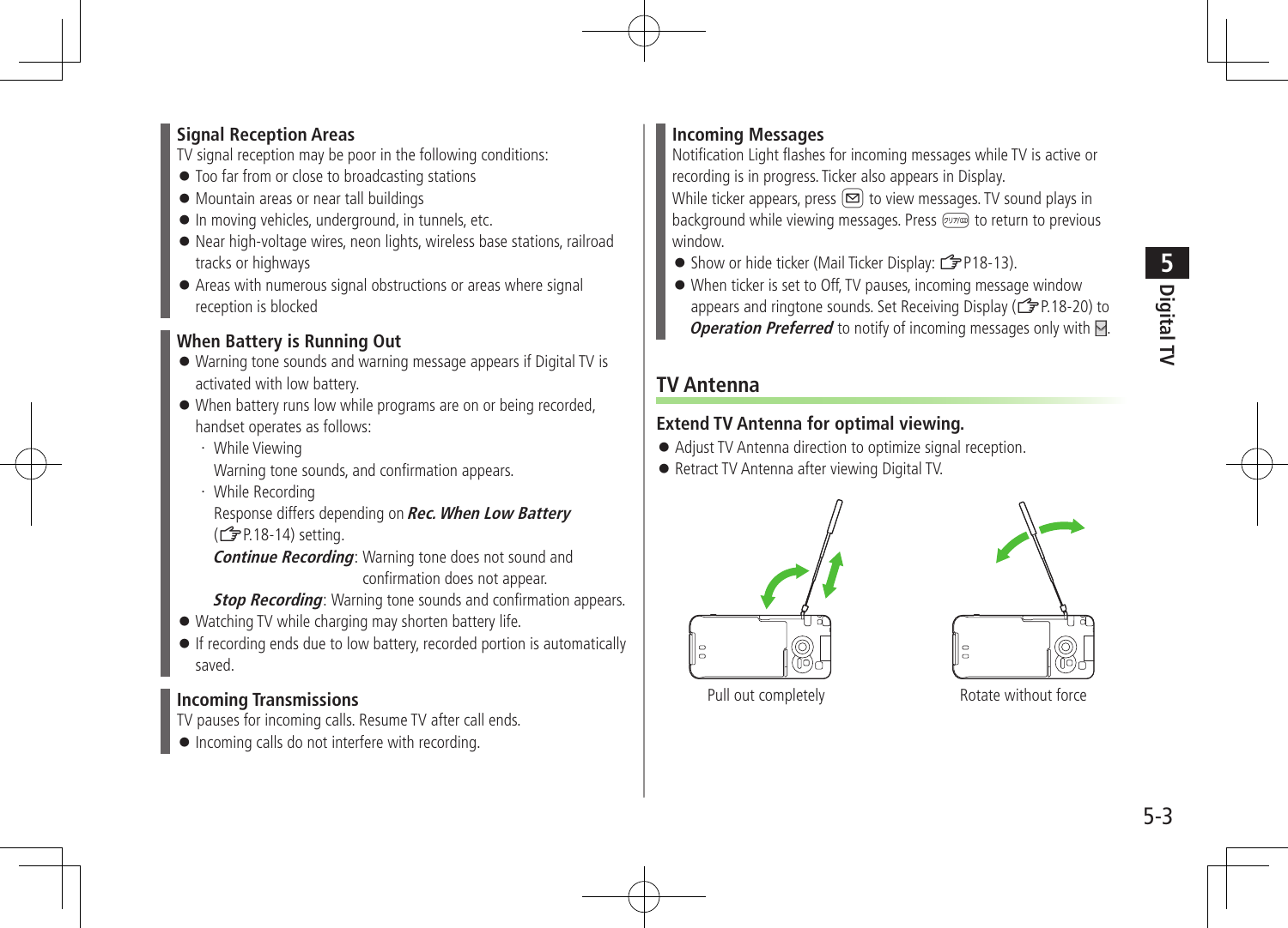### Signal Reception Areas

TV signal reception may be poor in the following conditions:

- Too far from or close to broadcasting stations
- Mountain areas or near tall buildings
- In moving vehicles, underground, in tunnels, etc.
- Near high-voltage wires, neon lights, wireless base stations, railroad tracks or highways
- Areas with numerous signal obstructions or areas where signal reception is blocked

### When Battery is Running Out

- Warning tone sounds and warning message appears if Digital TV is activated with low battery.
- When battery runs low while programs are on or being recorded, handset operates as follows:
  - ･ While Viewing
    Warning tone sounds, and confirmation appears.
  - ･ While Recording
    Response differs depending on ***Rec. When Low Battery*** (☞P.18-14) setting.
    ***Continue Recording***: Warning tone does not sound and confirmation does not appear.
    ***Stop Recording***: Warning tone sounds and confirmation appears.
- Watching TV while charging may shorten battery life.
- If recording ends due to low battery, recorded portion is automatically saved.

### Incoming Transmissions

TV pauses for incoming calls. Resume TV after call ends.

- Incoming calls do not interfere with recording.

### Incoming Messages

Notification Light flashes for incoming messages while TV is active or recording is in progress. Ticker also appears in Display.

While ticker appears, press ✉ to view messages. TV sound plays in background while viewing messages. Press クリア/戻 to return to previous window.

- Show or hide ticker (Mail Ticker Display: ☞P18-13).
- When ticker is set to Off, TV pauses, incoming message window appears and ringtone sounds. Set Receiving Display (☞P.18-20) to ***Operation Preferred*** to notify of incoming messages only with ✉.

## TV Antenna

### Extend TV Antenna for optimal viewing.

- Adjust TV Antenna direction to optimize signal reception.
- Retract TV Antenna after viewing Digital TV.

Pull out completely

Rotate without force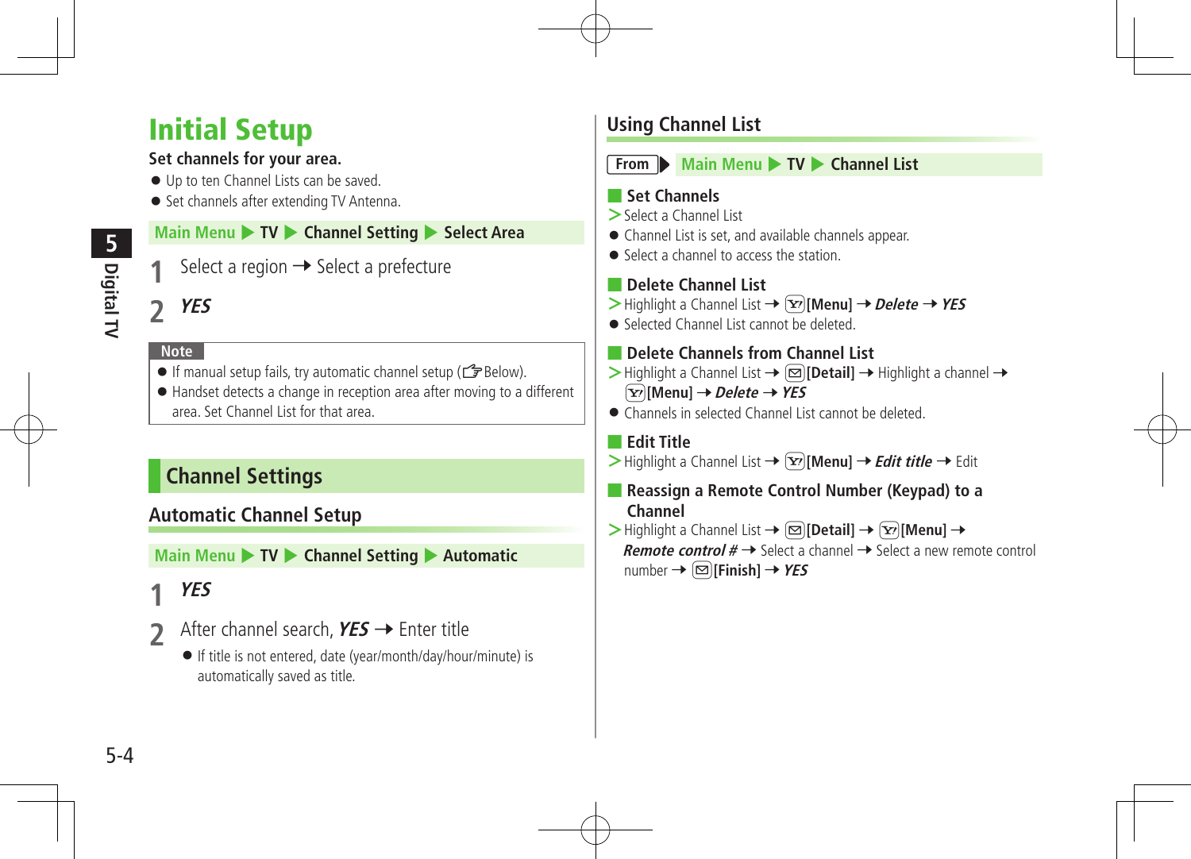# Initial Setup

**Set channels for your area.**

- Up to ten Channel Lists can be saved.
- Set channels after extending TV Antenna.

**Main Menu ▶ TV ▶ Channel Setting ▶ Select Area**

1. Select a region → Select a prefecture
2. ***YES***

**Note**

- If manual setup fails, try automatic channel setup (☞Below).
- Handset detects a change in reception area after moving to a different area. Set Channel List for that area.

## Channel Settings

### Automatic Channel Setup

**Main Menu ▶ TV ▶ Channel Setting ▶ Automatic**

1. ***YES***
2. After channel search, ***YES*** → Enter title
   - If title is not entered, date (year/month/day/hour/minute) is automatically saved as title.

### Using Channel List

**From ▶ Main Menu ▶ TV ▶ Channel List**

#### Set Channels

> Select a Channel List

- Channel List is set, and available channels appear.
- Select a channel to access the station.

#### Delete Channel List

> Highlight a Channel List → **[Menu]** → ***Delete*** → ***YES***

- Selected Channel List cannot be deleted.

#### Delete Channels from Channel List

> Highlight a Channel List → **[Detail]** → Highlight a channel → **[Menu]** → ***Delete*** → ***YES***

- Channels in selected Channel List cannot be deleted.

#### Edit Title

> Highlight a Channel List → **[Menu]** → ***Edit title*** → Edit

#### Reassign a Remote Control Number (Keypad) to a Channel

> Highlight a Channel List → **[Detail]** → **[Menu]** → ***Remote control #*** → Select a channel → Select a new remote control number → **[Finish]** → ***YES***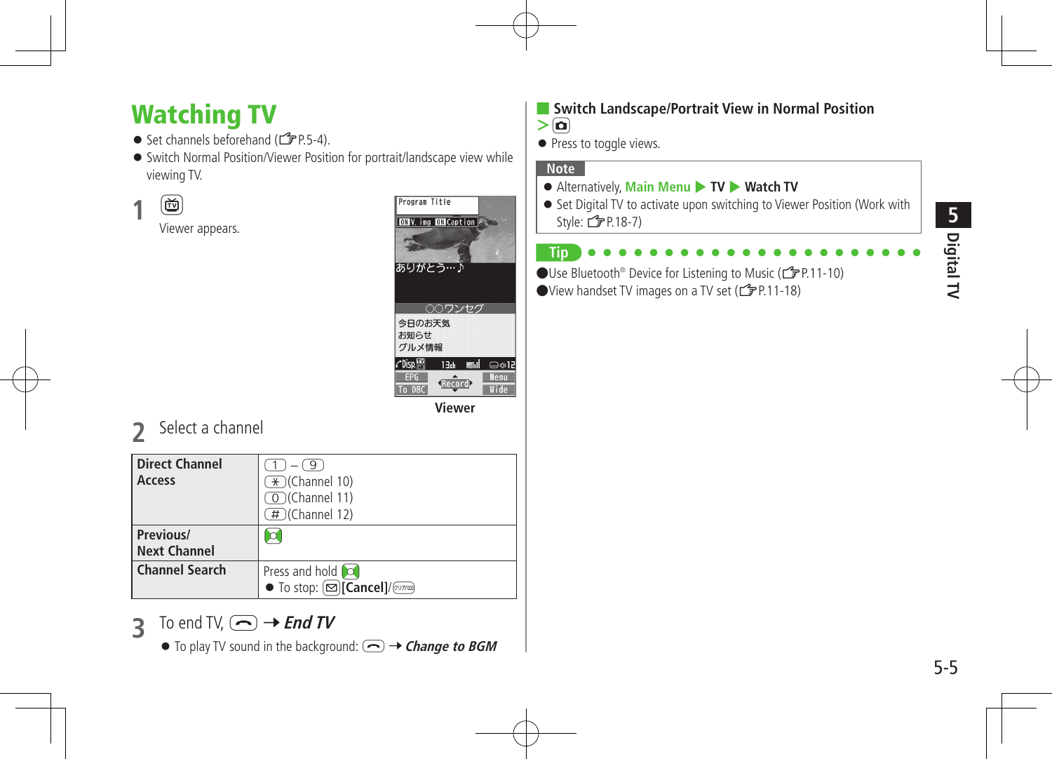# Watching TV

- Set channels beforehand (☞P.5-4).
- Switch Normal Position/Viewer Position for portrait/landscape view while viewing TV.

**1** [TV]

Viewer appears.

Program Title
ON V. img ON Caption
ありがとう…♪
○○ワンセグ
今日のお天気
お知らせ
グルメ情報
Disp. 13ch
EPG Record Menu
To DBC Wide

Viewer

**2** Select a channel

| Direct Channel Access | [1] – [9]<br>[*](Channel 10)<br>[0](Channel 11)<br>[#](Channel 12) |
|---|---|
| Previous/ Next Channel | [◇] |
| Channel Search | Press and hold [◇]<br>● To stop: [✉]**[Cancel]**/[クリア] |

**3** To end TV, [⌒] → ***End TV***

- To play TV sound in the background: [⌒] → ***Change to BGM***

## Switch Landscape/Portrait View in Normal Position

> [📷]

- Press to toggle views.

**Note**

- Alternatively, **Main Menu** ▶ **TV** ▶ **Watch TV**
- Set Digital TV to activate upon switching to Viewer Position (Work with Style: ☞P.18-7)

**Tip**

- Use Bluetooth® Device for Listening to Music (☞P.11-10)
- View handset TV images on a TV set (☞P.11-18)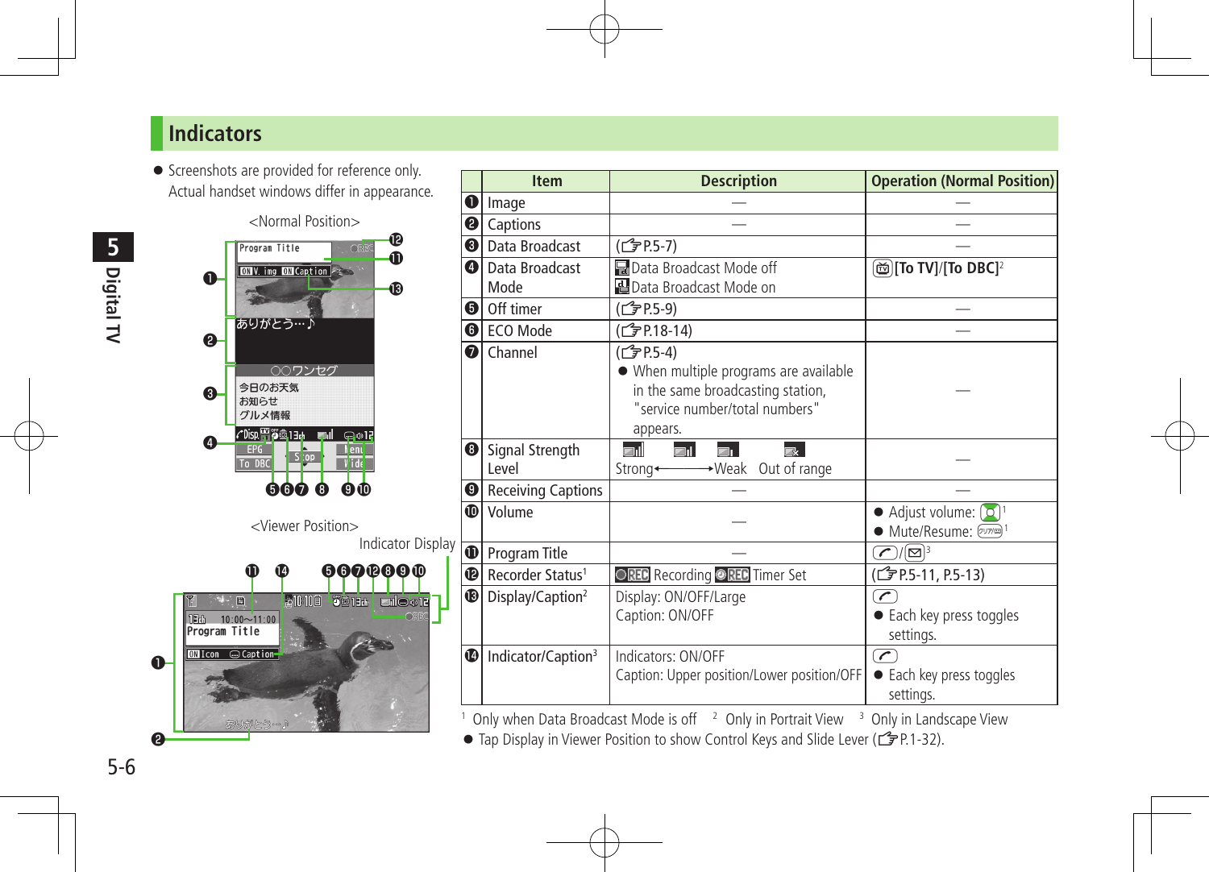## Indicators

- Screenshots are provided for reference only. Actual handset windows differ in appearance.

<Normal Position>

<Viewer Position>

Indicator Display

| | Item | Description | Operation (Normal Position) |
|---|---|---|---|
| ❶ | Image | — | — |
| ❷ | Captions | — | — |
| ❸ | Data Broadcast | (☞P.5-7) | — |
| ❹ | Data Broadcast Mode | Data Broadcast Mode off<br>Data Broadcast Mode on | [To TV]/[To DBC][2] |
| ❺ | Off timer | (☞P.5-9) | — |
| ❻ | ECO Mode | (☞P.18-14) | — |
| ❼ | Channel | (☞P.5-4)<br>● When multiple programs are available in the same broadcasting station, "service number/total numbers" appears. | — |
| ❽ | Signal Strength Level | Strong←→Weak Out of range | — |
| ❾ | Receiving Captions | — | — |
| ❿ | Volume | — | ● Adjust volume: [1]<br>● Mute/Resume: [1] |
| ⓫ | Program Title | — | /[3] |
| ⓬ | Recorder Status[1] | REC Recording REC Timer Set | (☞P.5-11, P.5-13) |
| ⓭ | Display/Caption[2] | Display: ON/OFF/Large<br>Caption: ON/OFF | ● Each key press toggles settings. |
| ⓮ | Indicator/Caption[3] | Indicators: ON/OFF<br>Caption: Upper position/Lower position/OFF | ● Each key press toggles settings. |

[1] Only when Data Broadcast Mode is off [2] Only in Portrait View [3] Only in Landscape View

- Tap Display in Viewer Position to show Control Keys and Slide Lever (☞P.1-32).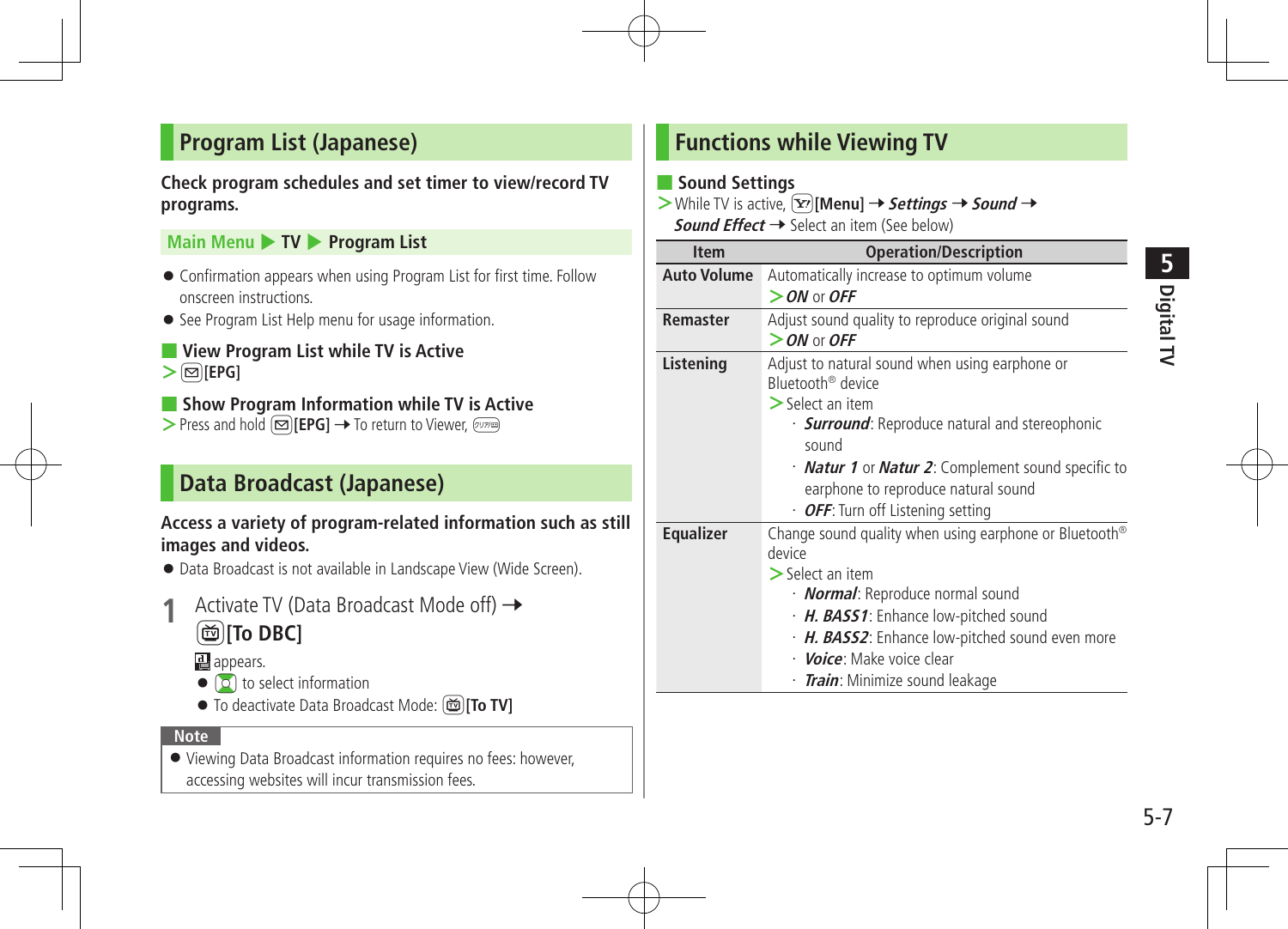## Program List (Japanese)

**Check program schedules and set timer to view/record TV programs.**

**Main Menu ▶ TV ▶ Program List**

- Confirmation appears when using Program List for first time. Follow onscreen instructions.
- See Program List Help menu for usage information.

### View Program List while TV is Active

> [EPG]

### Show Program Information while TV is Active

> Press and hold [EPG] → To return to Viewer,

## Data Broadcast (Japanese)

**Access a variety of program-related information such as still images and videos.**

- Data Broadcast is not available in Landscape View (Wide Screen).

**1** Activate TV (Data Broadcast Mode off) → **[To DBC]**

appears.

- to select information
- To deactivate Data Broadcast Mode: **[To TV]**

**Note**

- Viewing Data Broadcast information requires no fees: however, accessing websites will incur transmission fees.

## Functions while Viewing TV

### Sound Settings

> While TV is active, **[Menu]** → ***Settings*** → ***Sound*** → ***Sound Effect*** → Select an item (See below)

| Item | Operation/Description |
|---|---|
| **Auto Volume** | Automatically increase to optimum volume<br>> ***ON*** or ***OFF*** |
| **Remaster** | Adjust sound quality to reproduce original sound<br>> ***ON*** or ***OFF*** |
| **Listening** | Adjust to natural sound when using earphone or Bluetooth® device<br>> Select an item<br>· ***Surround***: Reproduce natural and stereophonic sound<br>· ***Natur 1*** or ***Natur 2***: Complement sound specific to earphone to reproduce natural sound<br>· ***OFF***: Turn off Listening setting |
| **Equalizer** | Change sound quality when using earphone or Bluetooth® device<br>> Select an item<br>· ***Normal***: Reproduce normal sound<br>· ***H. BASS1***: Enhance low-pitched sound<br>· ***H. BASS2***: Enhance low-pitched sound even more<br>· ***Voice***: Make voice clear<br>· ***Train***: Minimize sound leakage |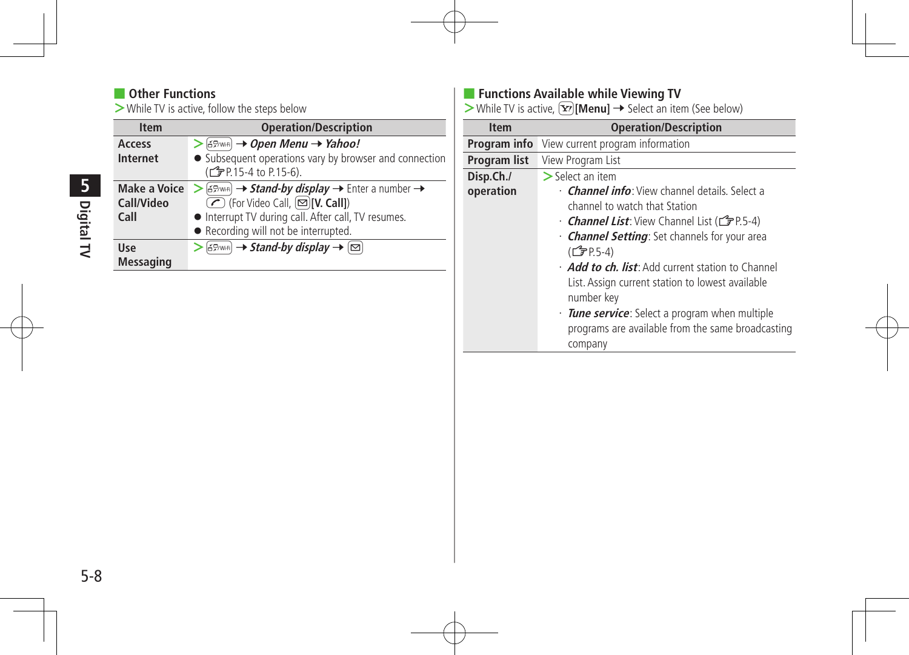## Other Functions

> While TV is active, follow the steps below

| Item | Operation/Description |
|---|---|
| Access Internet | > [Wi-Fi] → *Open Menu* → *Yahoo!*<br>● Subsequent operations vary by browser and connection (☞P.15-4 to P.15-6). |
| Make a Voice Call/Video Call | > [Wi-Fi] → *Stand-by display* → Enter a number → [Call] (For Video Call, [Mail][V. Call])<br>● Interrupt TV during call. After call, TV resumes.<br>● Recording will not be interrupted. |
| Use Messaging | > [Wi-Fi] → *Stand-by display* → [Mail] |

## Functions Available while Viewing TV

> While TV is active, [Y!][Menu] → Select an item (See below)

| Item | Operation/Description |
|---|---|
| Program info | View current program information |
| Program list | View Program List |
| Disp.Ch./ operation | > Select an item<br>· *Channel info*: View channel details. Select a channel to watch that Station<br>· *Channel List*: View Channel List (☞P.5-4)<br>· *Channel Setting*: Set channels for your area (☞P.5-4)<br>· *Add to ch. list*: Add current station to Channel List. Assign current station to lowest available number key<br>· *Tune service*: Select a program when multiple programs are available from the same broadcasting company |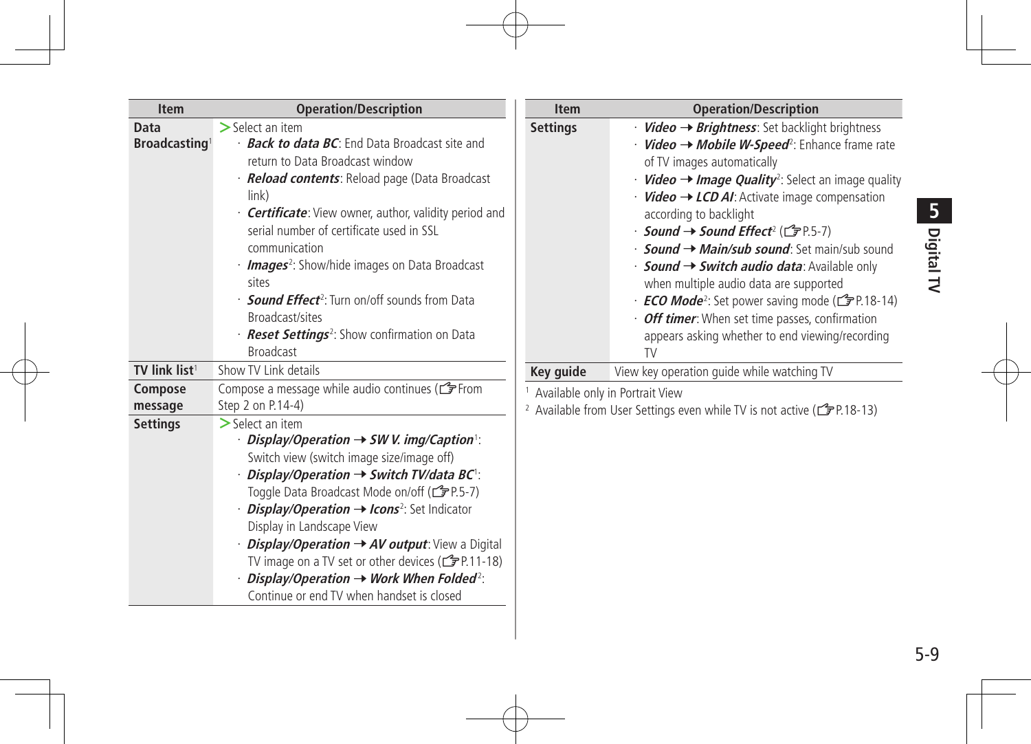| Item | Operation/Description |
|---|---|
| Data Broadcasting[1] | > Select an item<br>· ***Back to data BC***: End Data Broadcast site and return to Data Broadcast window<br>· ***Reload contents***: Reload page (Data Broadcast link)<br>· ***Certificate***: View owner, author, validity period and serial number of certificate used in SSL communication<br>· ***Images***[2]: Show/hide images on Data Broadcast sites<br>· ***Sound Effect***[2]: Turn on/off sounds from Data Broadcast/sites<br>· ***Reset Settings***[2]: Show confirmation on Data Broadcast |
| TV link list[1] | Show TV Link details |
| Compose message | Compose a message while audio continues (☞From Step 2 on P.14-4) |
| Settings | > Select an item<br>· ***Display/Operation → SW V. img/Caption***[1]: Switch view (switch image size/image off)<br>· ***Display/Operation → Switch TV/data BC***[1]: Toggle Data Broadcast Mode on/off (☞P.5-7)<br>· ***Display/Operation → Icons***[2]: Set Indicator Display in Landscape View<br>· ***Display/Operation → AV output***: View a Digital TV image on a TV set or other devices (☞P.11-18)<br>· ***Display/Operation → Work When Folded***[2]: Continue or end TV when handset is closed<br>· ***Video → Brightness***: Set backlight brightness<br>· ***Video → Mobile W-Speed***[2]: Enhance frame rate of TV images automatically<br>· ***Video → Image Quality***[2]: Select an image quality<br>· ***Video → LCD AI***: Activate image compensation according to backlight<br>· ***Sound → Sound Effect***[2] (☞P.5-7)<br>· ***Sound → Main/sub sound***: Set main/sub sound<br>· ***Sound → Switch audio data***: Available only when multiple audio data are supported<br>· ***ECO Mode***[2]: Set power saving mode (☞P.18-14)<br>· ***Off timer***: When set time passes, confirmation appears asking whether to end viewing/recording TV |
| Key guide | View key operation guide while watching TV |

[1] Available only in Portrait View

[2] Available from User Settings even while TV is not active (☞P.18-13)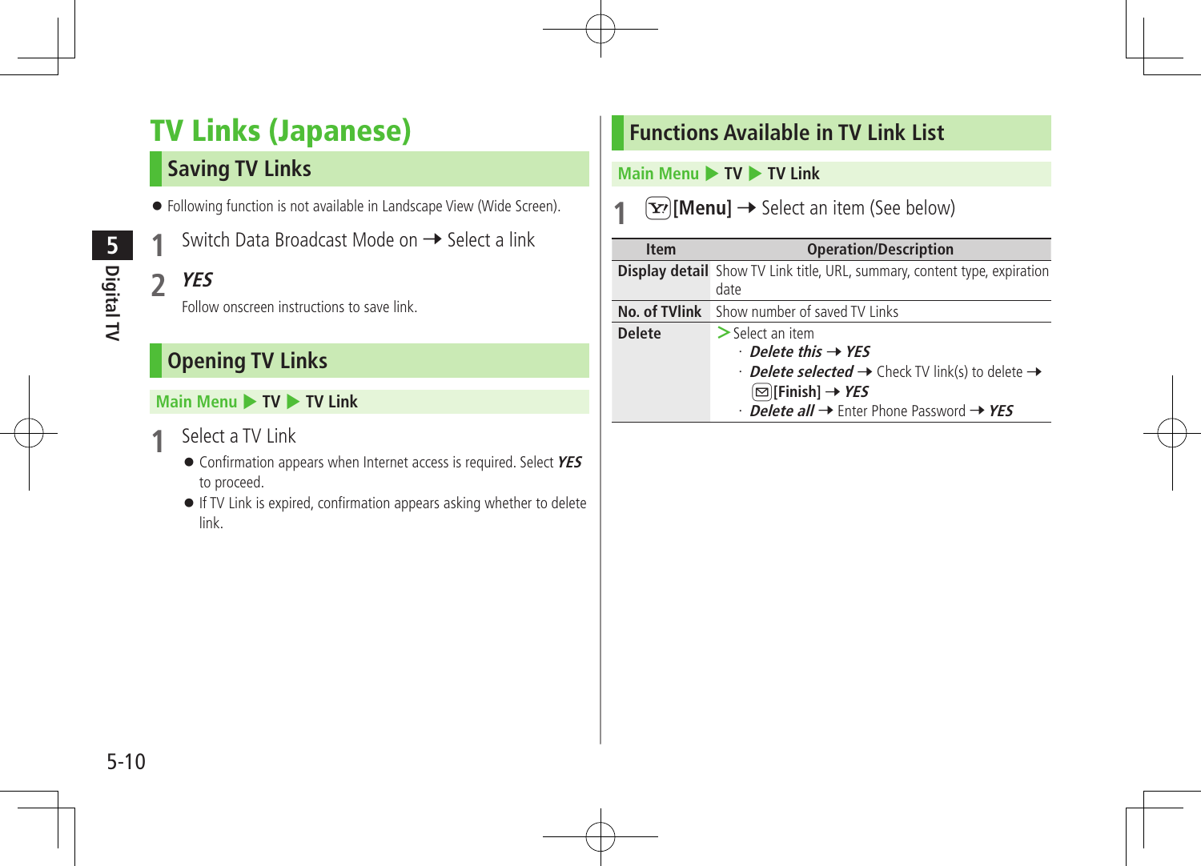# TV Links (Japanese)

## Saving TV Links

- Following function is not available in Landscape View (Wide Screen).

**1** Switch Data Broadcast Mode on → Select a link

**2** ***YES***

Follow onscreen instructions to save link.

## Opening TV Links

**Main Menu ▶ TV ▶ TV Link**

**1** Select a TV Link

- Confirmation appears when Internet access is required. Select ***YES*** to proceed.
- If TV Link is expired, confirmation appears asking whether to delete link.

## Functions Available in TV Link List

**Main Menu ▶ TV ▶ TV Link**

**1** [Y!]**[Menu]** → Select an item (See below)

| Item | Operation/Description |
|---|---|
| **Display detail** | Show TV Link title, URL, summary, content type, expiration date |
| **No. of TVlink** | Show number of saved TV Links |
| **Delete** | > Select an item<br>· ***Delete this*** → ***YES***<br>· ***Delete selected*** → Check TV link(s) to delete → [✉]**[Finish]** → ***YES***<br>· ***Delete all*** → Enter Phone Password → ***YES*** |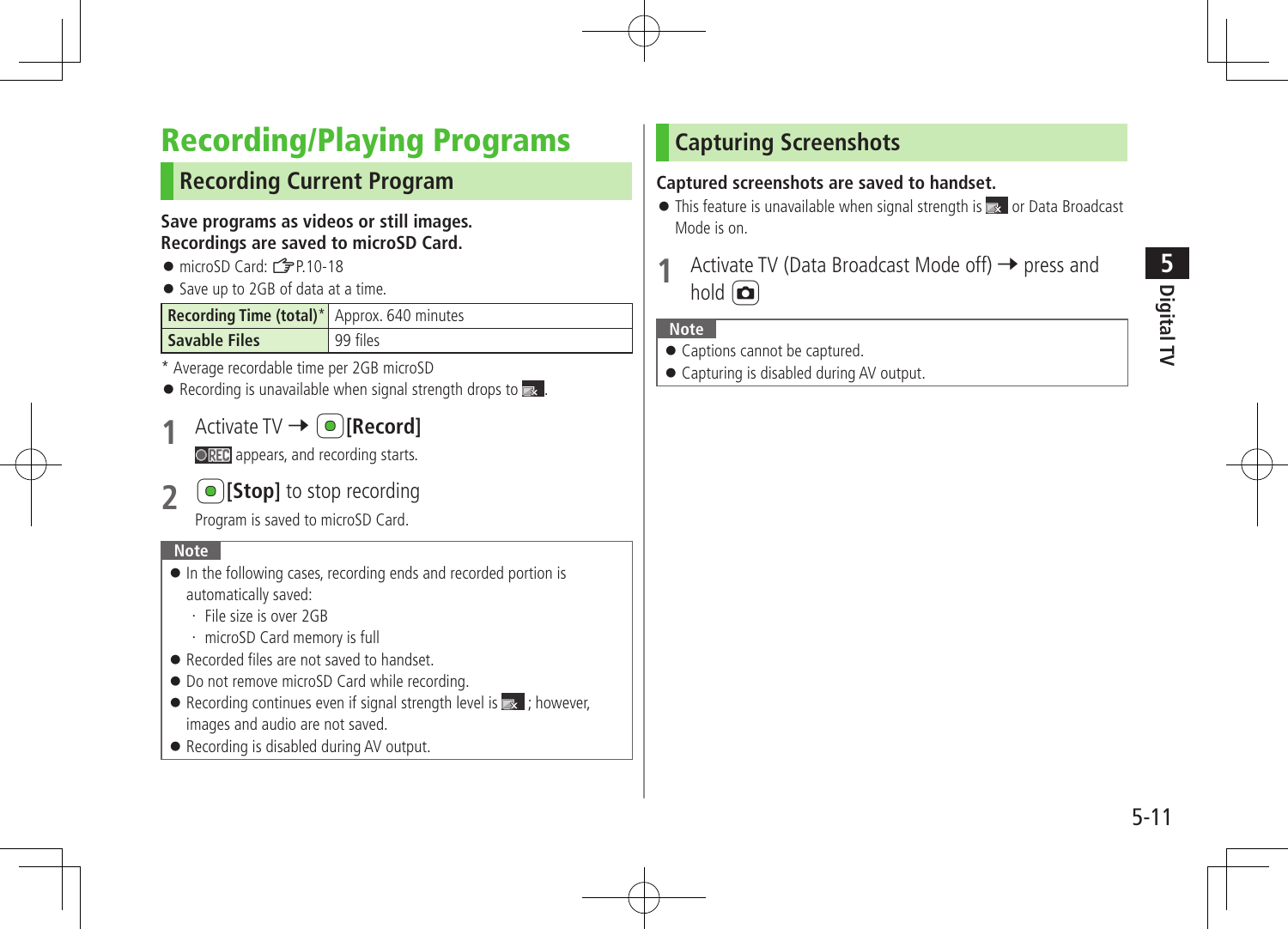# Recording/Playing Programs

## Recording Current Program

**Save programs as videos or still images.**
**Recordings are saved to microSD Card.**

- microSD Card: ☞P.10-18
- Save up to 2GB of data at a time.

| Recording Time (total)* | Approx. 640 minutes |
|---|---|
| Savable Files | 99 files |

* Average recordable time per 2GB microSD

- Recording is unavailable when signal strength drops to .

**1** Activate TV → **[Record]**

REC appears, and recording starts.

**2** **[Stop]** to stop recording

Program is saved to microSD Card.

**Note**

- In the following cases, recording ends and recorded portion is automatically saved:
  - File size is over 2GB
  - microSD Card memory is full
- Recorded files are not saved to handset.
- Do not remove microSD Card while recording.
- Recording continues even if signal strength level is ; however, images and audio are not saved.
- Recording is disabled during AV output.

## Capturing Screenshots

**Captured screenshots are saved to handset.**

- This feature is unavailable when signal strength is  or Data Broadcast Mode is on.

**1** Activate TV (Data Broadcast Mode off) → press and hold 

**Note**

- Captions cannot be captured.
- Capturing is disabled during AV output.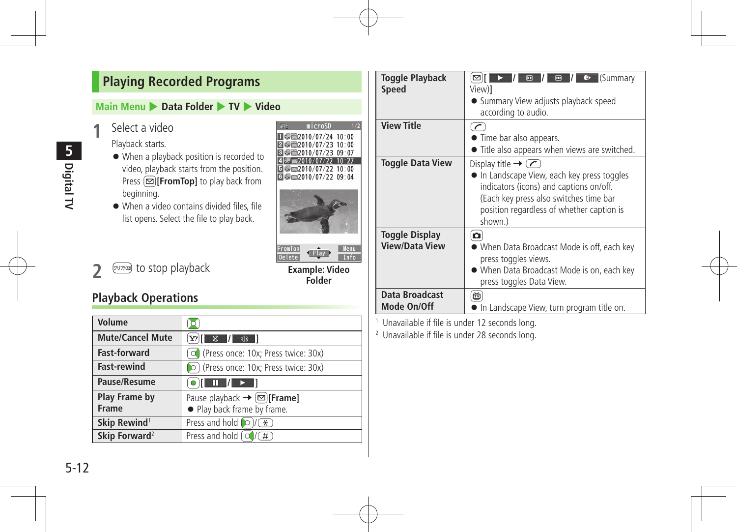## Playing Recorded Programs

**Main Menu ▶ Data Folder ▶ TV ▶ Video**

**1** Select a video

Playback starts.

- When a playback position is recorded to video, playback starts from the position. Press [FromTop] to play back from beginning.
- When a video contains divided files, file list opens. Select the file to play back.

**2** to stop playback

Example: Video Folder

## Playback Operations

| Operation | Key / Action |
|---|---|
| Volume | |
| Mute/Cancel Mute | [ / ] |
| Fast-forward | (Press once: 10x; Press twice: 30x) |
| Fast-rewind | (Press once: 10x; Press twice: 30x) |
| Pause/Resume | [ / ] |
| Play Frame by Frame | Pause playback → [Frame] ● Play back frame by frame. |
| Skip Rewind[1] | Press and hold / |
| Skip Forward[2] | Press and hold / |
| Toggle Playback Speed | [ / / / (Summary View)] ● Summary View adjusts playback speed according to audio. |
| View Title | ● Time bar also appears. ● Title also appears when views are switched. |
| Toggle Data View | Display title → ● In Landscape View, each key press toggles indicators (icons) and captions on/off. (Each key press also switches time bar position regardless of whether caption is shown.) |
| Toggle Display View/Data View | ● When Data Broadcast Mode is off, each key press toggles views. ● When Data Broadcast Mode is on, each key press toggles Data View. |
| Data Broadcast Mode On/Off | ● In Landscape View, turn program title on. |

[1] Unavailable if file is under 12 seconds long.

[2] Unavailable if file is under 28 seconds long.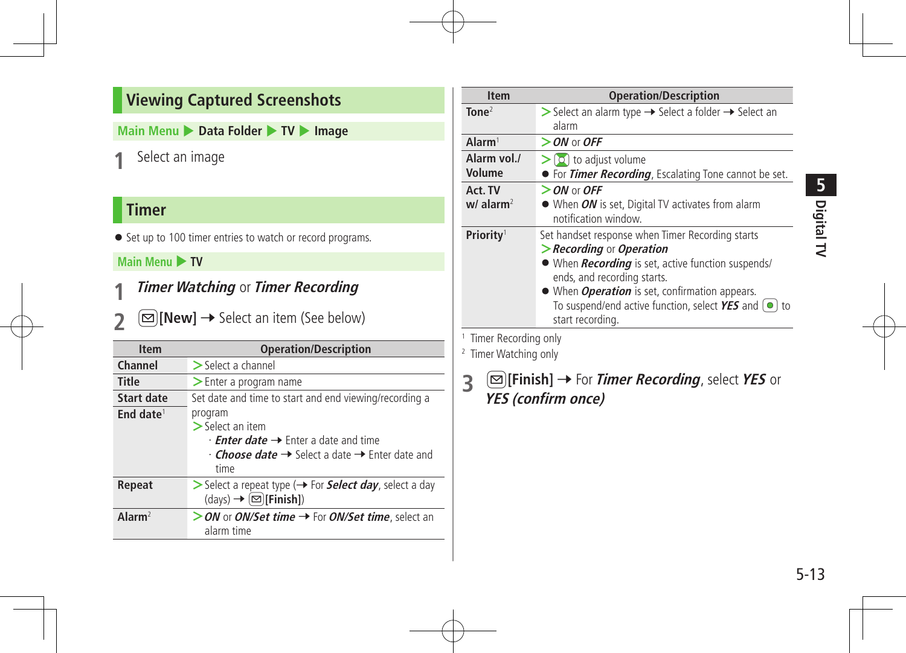## Viewing Captured Screenshots

**Main Menu ▶ Data Folder ▶ TV ▶ Image**

**1** Select an image

## Timer

- Set up to 100 timer entries to watch or record programs.

**Main Menu ▶ TV**

**1** ***Timer Watching*** or ***Timer Recording***

**2** **[New]** → Select an item (See below)

| Item | Operation/Description |
|---|---|
| **Channel** | > Select a channel |
| **Title** | > Enter a program name |
| **Start date** / **End date**[1] | Set date and time to start and end viewing/recording a program<br>> Select an item<br>· ***Enter date*** → Enter a date and time<br>· ***Choose date*** → Select a date → Enter date and time |
| **Repeat** | > Select a repeat type (→ For ***Select day***, select a day (days) → **[Finish]**) |
| **Alarm**[2] | > ***ON*** or ***ON/Set time*** → For ***ON/Set time***, select an alarm time |
| **Tone**[2] | > Select an alarm type → Select a folder → Select an alarm |
| **Alarm**[1] | > ***ON*** or ***OFF*** |
| **Alarm vol./ Volume** | > to adjust volume<br>● For ***Timer Recording***, Escalating Tone cannot be set. |
| **Act. TV w/ alarm**[2] | > ***ON*** or ***OFF***<br>● When ***ON*** is set, Digital TV activates from alarm notification window. |
| **Priority**[1] | Set handset response when Timer Recording starts<br>> ***Recording*** or ***Operation***<br>● When ***Recording*** is set, active function suspends/ends, and recording starts.<br>● When ***Operation*** is set, confirmation appears. To suspend/end active function, select ***YES*** and to start recording. |

[1] Timer Recording only

[2] Timer Watching only

**3** **[Finish]** → For ***Timer Recording***, select ***YES*** or ***YES (confirm once)***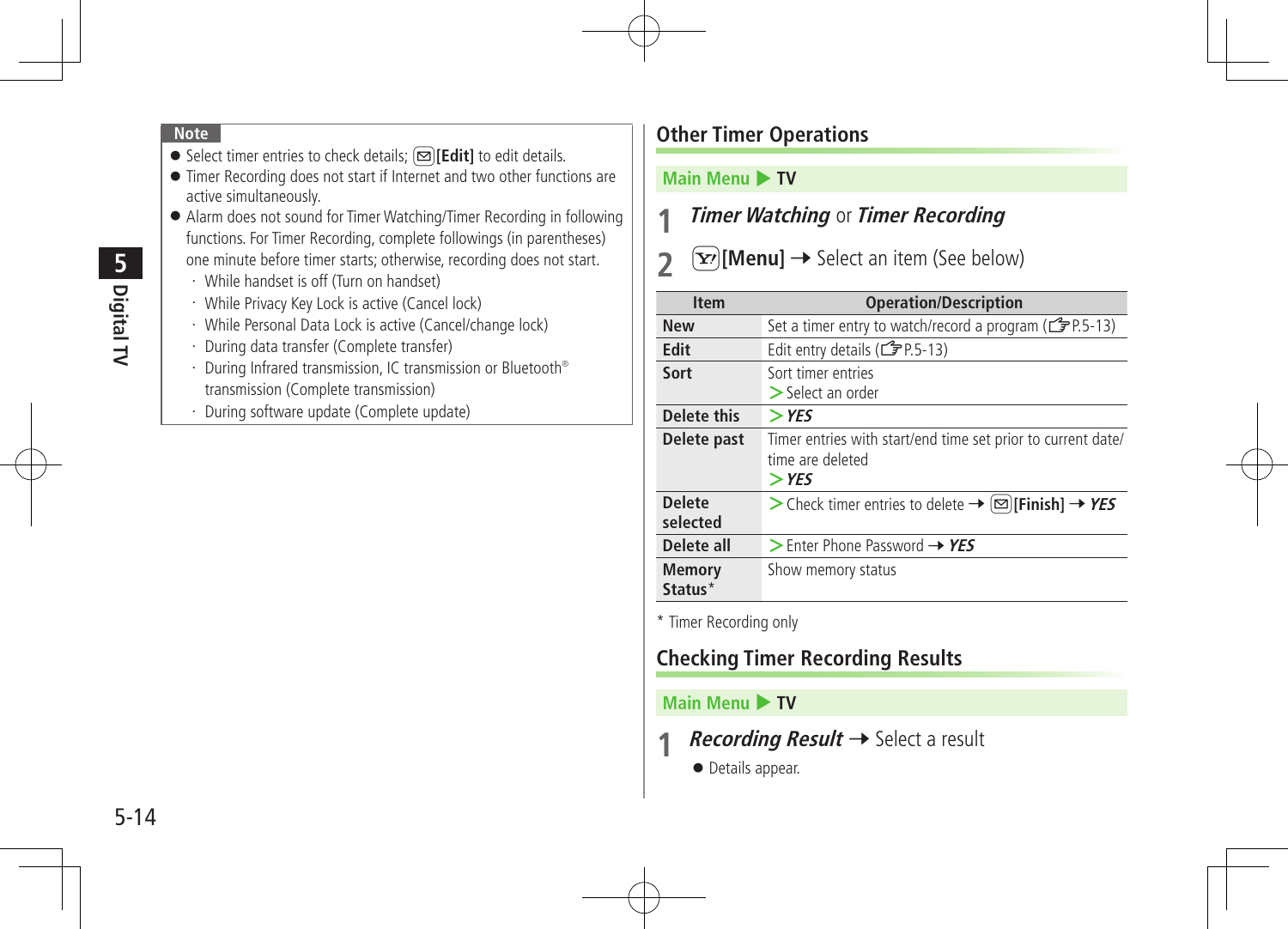**Note**

- Select timer entries to check details; ✉**[Edit]** to edit details.
- Timer Recording does not start if Internet and two other functions are active simultaneously.
- Alarm does not sound for Timer Watching/Timer Recording in following functions. For Timer Recording, complete followings (in parentheses) one minute before timer starts; otherwise, recording does not start.
  - While handset is off (Turn on handset)
  - While Privacy Key Lock is active (Cancel lock)
  - While Personal Data Lock is active (Cancel/change lock)
  - During data transfer (Complete transfer)
  - During Infrared transmission, IC transmission or Bluetooth® transmission (Complete transmission)
  - During software update (Complete update)

## Other Timer Operations

**Main Menu ▶ TV**

**1** ***Timer Watching*** or ***Timer Recording***

**2** Y! **[Menu]** ➝ Select an item (See below)

| Item | Operation/Description |
|---|---|
| **New** | Set a timer entry to watch/record a program (☞P.5-13) |
| **Edit** | Edit entry details (☞P.5-13) |
| **Sort** | Sort timer entries<br>> Select an order |
| **Delete this** | > ***YES*** |
| **Delete past** | Timer entries with start/end time set prior to current date/time are deleted<br>> ***YES*** |
| **Delete selected** | > Check timer entries to delete ➝ ✉**[Finish]** ➝ ***YES*** |
| **Delete all** | > Enter Phone Password ➝ ***YES*** |
| **Memory Status*** | Show memory status |

\* Timer Recording only

## Checking Timer Recording Results

**Main Menu ▶ TV**

**1** ***Recording Result*** ➝ Select a result

- Details appear.